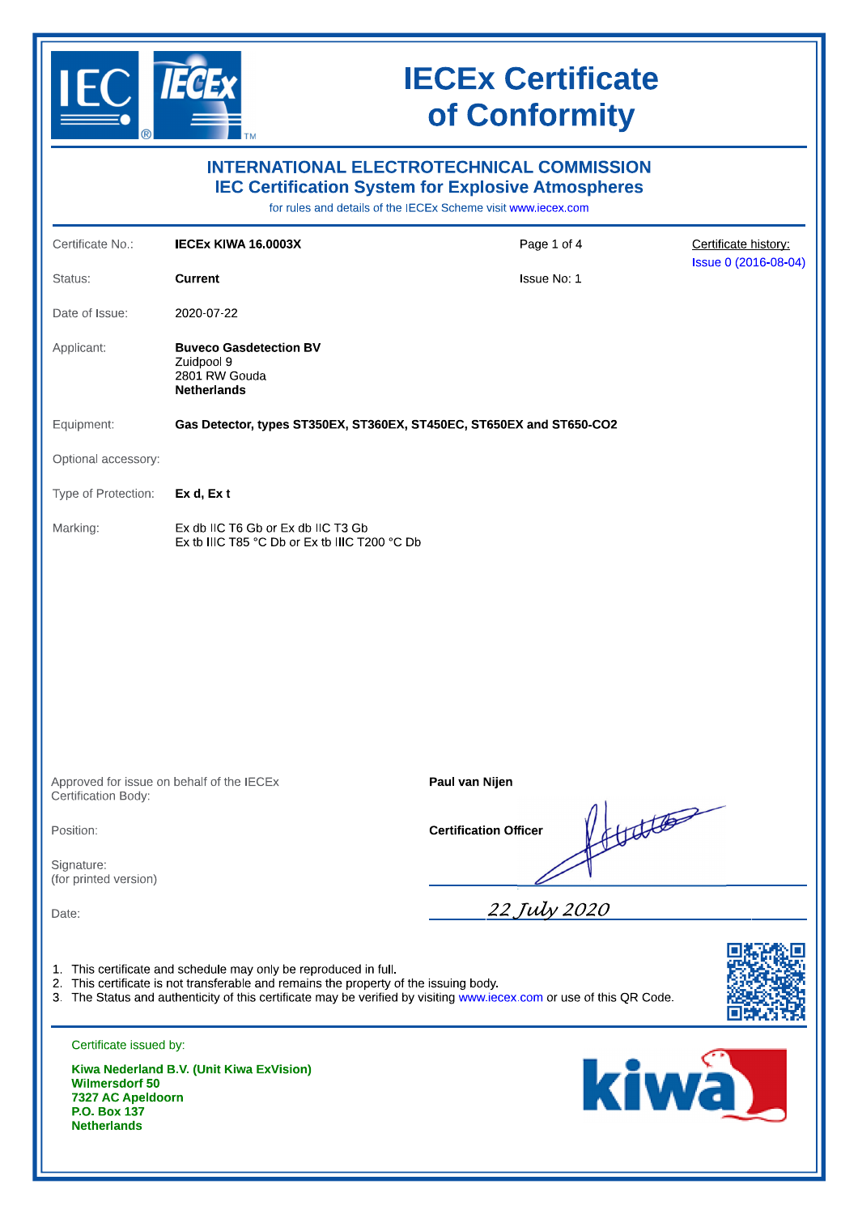# IECEx Certificate of Conformity

## INTERNATIONAL ELECTROTECHNICAL COMMISSION
## IEC Certification System for Explosive Atmospheres

for rules and details of the IECEx Scheme visit www.iecex.com

| | | | |
|---|---|---|---|
| Certificate No.: | **IECEx KIWA 16.0003X** | Page 1 of 4 | Certificate history: Issue 0 (2016-08-04) |
| Status: | **Current** | Issue No: 1 | |
| Date of Issue: | 2020-07-22 | | |

Applicant: **Buveco Gasdetection BV**
Zuidpool 9
2801 RW Gouda
**Netherlands**

Equipment: **Gas Detector, types ST350EX, ST360EX, ST450EC, ST650EX and ST650-CO2**

Optional accessory:

Type of Protection: **Ex d, Ex t**

Marking: Ex db IIC T6 Gb or Ex db IIC T3 Gb
Ex tb IIIC T85 °C Db or Ex tb IIIC T200 °C Db

Approved for issue on behalf of the IECEx Certification Body: **Paul van Nijen**

Position: **Certification Officer**

Signature:
(for printed version)

Date: 22 July 2020

1. This certificate and schedule may only be reproduced in full.
2. This certificate is not transferable and remains the property of the issuing body.
3. The Status and authenticity of this certificate may be verified by visiting www.iecex.com or use of this QR Code.

Certificate issued by:

**Kiwa Nederland B.V. (Unit Kiwa ExVision)**
**Wilmersdorf 50**
**7327 AC Apeldoorn**
**P.O. Box 137**
**Netherlands**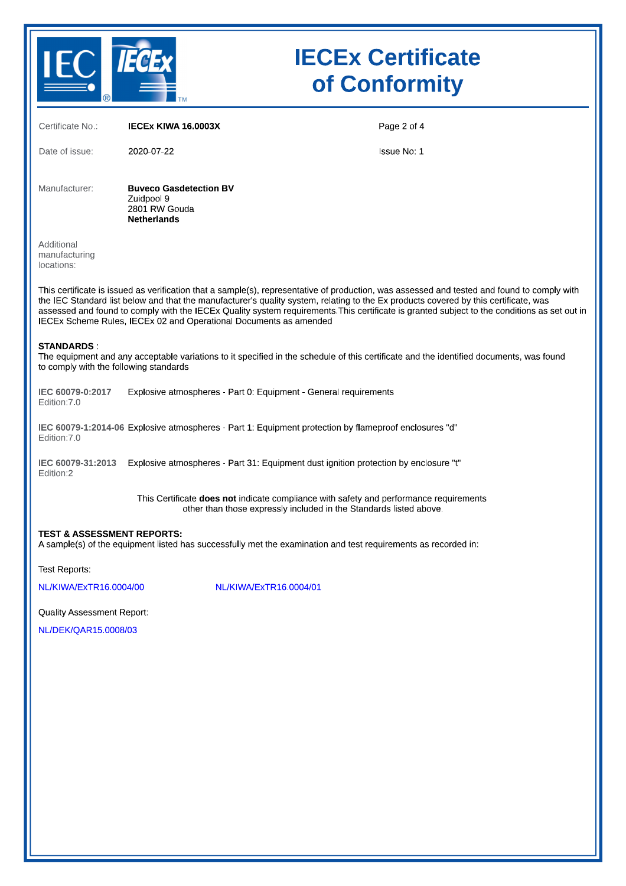# IECEx Certificate of Conformity

| | | |
|---|---|---|
| Certificate No.: | **IECEx KIWA 16.0003X** | |
| Date of issue: | 2020-07-22 | Issue No: 1 |

Manufacturer: **Buveco Gasdetection BV**
Zuidpool 9
2801 RW Gouda
**Netherlands**

Additional manufacturing locations:

This certificate is issued as verification that a sample(s), representative of production, was assessed and tested and found to comply with the IEC Standard list below and that the manufacturer's quality system, relating to the Ex products covered by this certificate, was assessed and found to comply with the IECEx Quality system requirements.This certificate is granted subject to the conditions as set out in IECEx Scheme Rules, IECEx 02 and Operational Documents as amended

**STANDARDS** :
The equipment and any acceptable variations to it specified in the schedule of this certificate and the identified documents, was found to comply with the following standards

| | |
|---|---|
| **IEC 60079-0:2017** Edition:7.0 | Explosive atmospheres - Part 0: Equipment - General requirements |
| **IEC 60079-1:2014-06** Edition:7.0 | Explosive atmospheres - Part 1: Equipment protection by flameproof enclosures "d" |
| **IEC 60079-31:2013** Edition:2 | Explosive atmospheres - Part 31: Equipment dust ignition protection by enclosure "t" |

This Certificate **does not** indicate compliance with safety and performance requirements other than those expressly included in the Standards listed above.

**TEST & ASSESSMENT REPORTS:**
A sample(s) of the equipment listed has successfully met the examination and test requirements as recorded in:

Test Reports:

NL/KIWA/ExTR16.0004/00    NL/KIWA/ExTR16.0004/01

Quality Assessment Report:

NL/DEK/QAR15.0008/03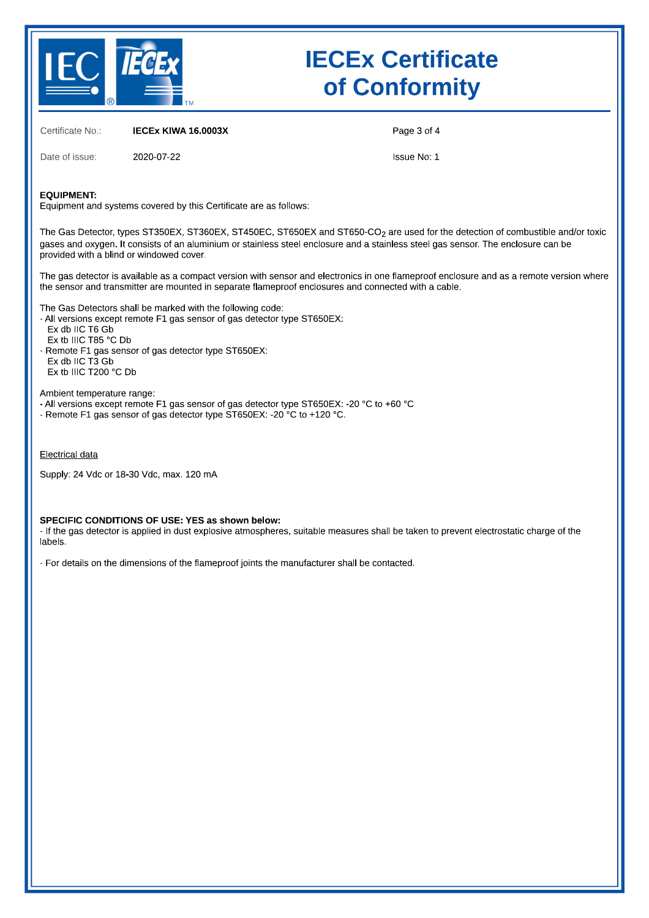Certificate No.: **IECEx KIWA 16.0003X**

Date of issue: 2020-07-22

Issue No: 1

**EQUIPMENT:**
Equipment and systems covered by this Certificate are as follows:

The Gas Detector, types ST350EX, ST360EX, ST450EC, ST650EX and ST650-$CO_2$ are used for the detection of combustible and/or toxic gases and oxygen. It consists of an aluminium or stainless steel enclosure and a stainless steel gas sensor. The enclosure can be provided with a blind or windowed cover.

The gas detector is available as a compact version with sensor and electronics in one flameproof enclosure and as a remote version where the sensor and transmitter are mounted in separate flameproof enclosures and connected with a cable.

The Gas Detectors shall be marked with the following code:
- All versions except remote F1 gas sensor of gas detector type ST650EX:
  Ex db IIC T6 Gb
  Ex tb IIIC T85 °C Db
- Remote F1 gas sensor of gas detector type ST650EX:
  Ex db IIC T3 Gb
  Ex tb IIIC T200 °C Db

Ambient temperature range:
- All versions except remote F1 gas sensor of gas detector type ST650EX: -20 °C to +60 °C
- Remote F1 gas sensor of gas detector type ST650EX: -20 °C to +120 °C.

Electrical data

Supply: 24 Vdc or 18-30 Vdc, max. 120 mA

**SPECIFIC CONDITIONS OF USE: YES as shown below:**
- If the gas detector is applied in dust explosive atmospheres, suitable measures shall be taken to prevent electrostatic charge of the labels.

- For details on the dimensions of the flameproof joints the manufacturer shall be contacted.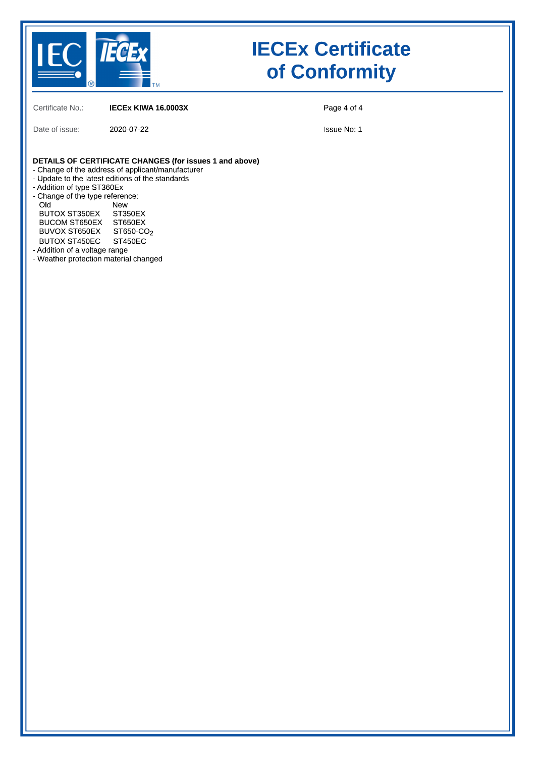# IECEx Certificate of Conformity

Certificate No.: **IECEx KIWA 16.0003X**

Date of issue: 2020-07-22

Issue No: 1

**DETAILS OF CERTIFICATE CHANGES (for issues 1 and above)**

- Change of the address of applicant/manufacturer
- Update to the latest editions of the standards
- Addition of type ST360Ex
- Change of the type reference:

| Old | New |
|---|---|
| BUTOX ST350EX | ST350EX |
| BUCOM ST650EX | ST650EX |
| BUVOX ST650EX | ST650-$CO_2$ |
| BUTOX ST450EC | ST450EC |

- Addition of a voltage range
- Weather protection material changed